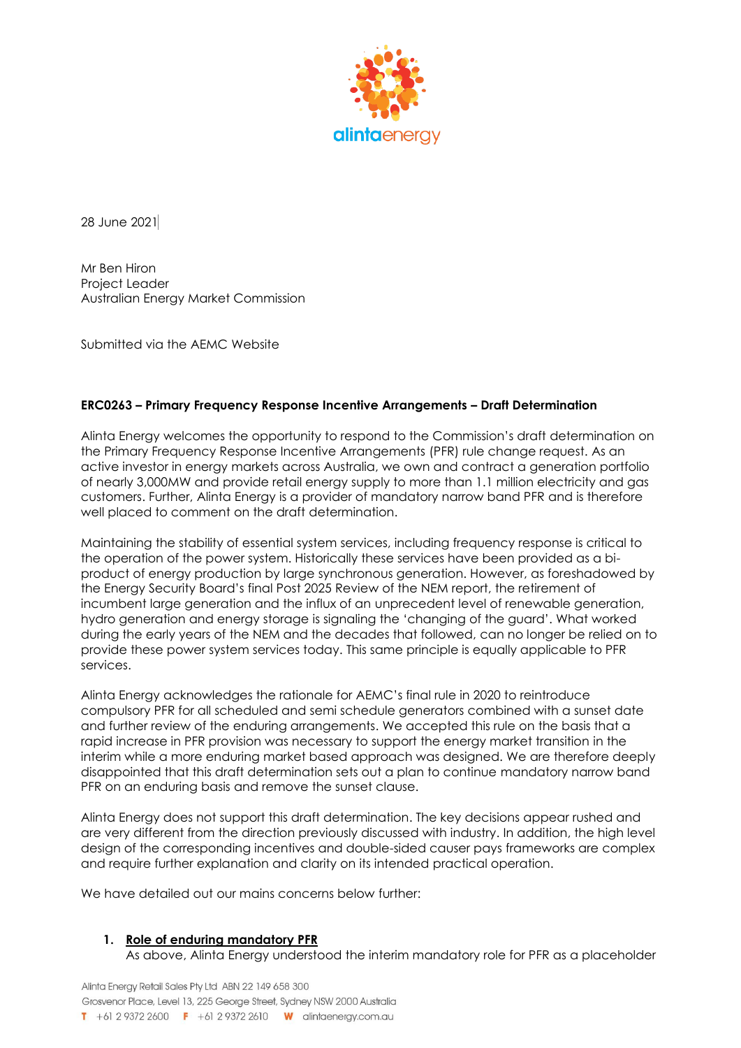alintaenergy

28 June 2021

Mr Ben Hiron
Project Leader
Australian Energy Market Commission

Submitted via the AEMC Website

**ERC0263 – Primary Frequency Response Incentive Arrangements – Draft Determination**

Alinta Energy welcomes the opportunity to respond to the Commission's draft determination on the Primary Frequency Response Incentive Arrangements (PFR) rule change request. As an active investor in energy markets across Australia, we own and contract a generation portfolio of nearly 3,000MW and provide retail energy supply to more than 1.1 million electricity and gas customers. Further, Alinta Energy is a provider of mandatory narrow band PFR and is therefore well placed to comment on the draft determination.

Maintaining the stability of essential system services, including frequency response is critical to the operation of the power system. Historically these services have been provided as a bi-product of energy production by large synchronous generation. However, as foreshadowed by the Energy Security Board's final Post 2025 Review of the NEM report, the retirement of incumbent large generation and the influx of an unprecedent level of renewable generation, hydro generation and energy storage is signaling the 'changing of the guard'. What worked during the early years of the NEM and the decades that followed, can no longer be relied on to provide these power system services today. This same principle is equally applicable to PFR services.

Alinta Energy acknowledges the rationale for AEMC's final rule in 2020 to reintroduce compulsory PFR for all scheduled and semi schedule generators combined with a sunset date and further review of the enduring arrangements. We accepted this rule on the basis that a rapid increase in PFR provision was necessary to support the energy market transition in the interim while a more enduring market based approach was designed. We are therefore deeply disappointed that this draft determination sets out a plan to continue mandatory narrow band PFR on an enduring basis and remove the sunset clause.

Alinta Energy does not support this draft determination. The key decisions appear rushed and are very different from the direction previously discussed with industry. In addition, the high level design of the corresponding incentives and double-sided causer pays frameworks are complex and require further explanation and clarity on its intended practical operation.

We have detailed out our mains concerns below further:

1. **Role of enduring mandatory PFR**
   As above, Alinta Energy understood the interim mandatory role for PFR as a placeholder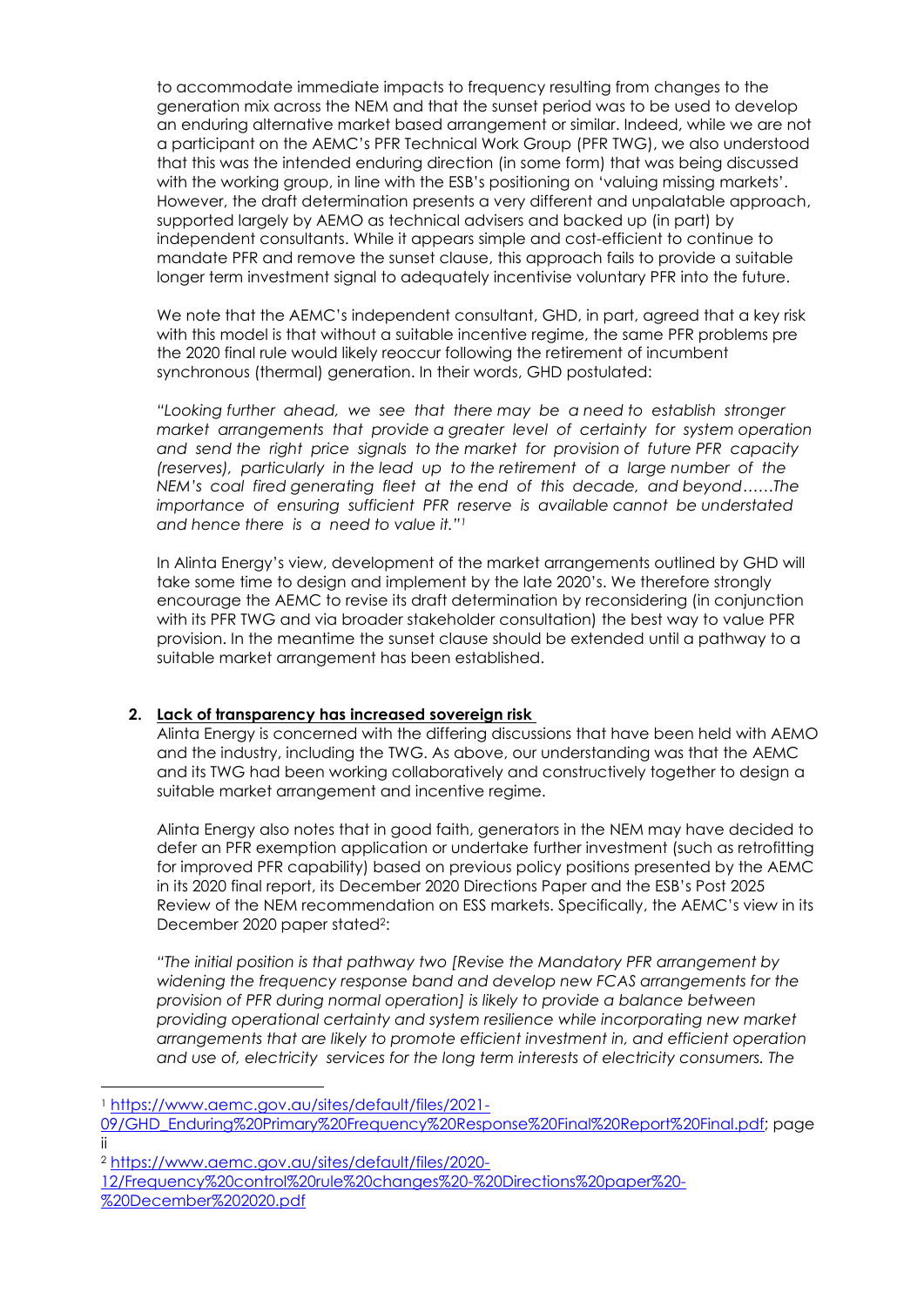to accommodate immediate impacts to frequency resulting from changes to the generation mix across the NEM and that the sunset period was to be used to develop an enduring alternative market based arrangement or similar. Indeed, while we are not a participant on the AEMC's PFR Technical Work Group (PFR TWG), we also understood that this was the intended enduring direction (in some form) that was being discussed with the working group, in line with the ESB's positioning on 'valuing missing markets'. However, the draft determination presents a very different and unpalatable approach, supported largely by AEMO as technical advisers and backed up (in part) by independent consultants. While it appears simple and cost-efficient to continue to mandate PFR and remove the sunset clause, this approach fails to provide a suitable longer term investment signal to adequately incentivise voluntary PFR into the future.

We note that the AEMC's independent consultant, GHD, in part, agreed that a key risk with this model is that without a suitable incentive regime, the same PFR problems pre the 2020 final rule would likely reoccur following the retirement of incumbent synchronous (thermal) generation. In their words, GHD postulated:

*"Looking further ahead, we see that there may be a need to establish stronger market arrangements that provide a greater level of certainty for system operation and send the right price signals to the market for provision of future PFR capacity (reserves), particularly in the lead up to the retirement of a large number of the NEM's coal fired generating fleet at the end of this decade, and beyond……The importance of ensuring sufficient PFR reserve is available cannot be understated and hence there is a need to value it."*[1]

In Alinta Energy's view, development of the market arrangements outlined by GHD will take some time to design and implement by the late 2020's. We therefore strongly encourage the AEMC to revise its draft determination by reconsidering (in conjunction with its PFR TWG and via broader stakeholder consultation) the best way to value PFR provision. In the meantime the sunset clause should be extended until a pathway to a suitable market arrangement has been established.

2. **Lack of transparency has increased sovereign risk**

Alinta Energy is concerned with the differing discussions that have been held with AEMO and the industry, including the TWG. As above, our understanding was that the AEMC and its TWG had been working collaboratively and constructively together to design a suitable market arrangement and incentive regime.

Alinta Energy also notes that in good faith, generators in the NEM may have decided to defer an PFR exemption application or undertake further investment (such as retrofitting for improved PFR capability) based on previous policy positions presented by the AEMC in its 2020 final report, its December 2020 Directions Paper and the ESB's Post 2025 Review of the NEM recommendation on ESS markets. Specifically, the AEMC's view in its December 2020 paper stated[2]:

*"The initial position is that pathway two [Revise the Mandatory PFR arrangement by widening the frequency response band and develop new FCAS arrangements for the provision of PFR during normal operation] is likely to provide a balance between providing operational certainty and system resilience while incorporating new market arrangements that are likely to promote efficient investment in, and efficient operation and use of, electricity services for the long term interests of electricity consumers. The*

---

[1] https://www.aemc.gov.au/sites/default/files/2021-09/GHD_Enduring%20Primary%20Frequency%20Response%20Final%20Report%20Final.pdf; page ii

[2] https://www.aemc.gov.au/sites/default/files/2020-12/Frequency%20control%20rule%20changes%20-%20Directions%20paper%20-%20December%202020.pdf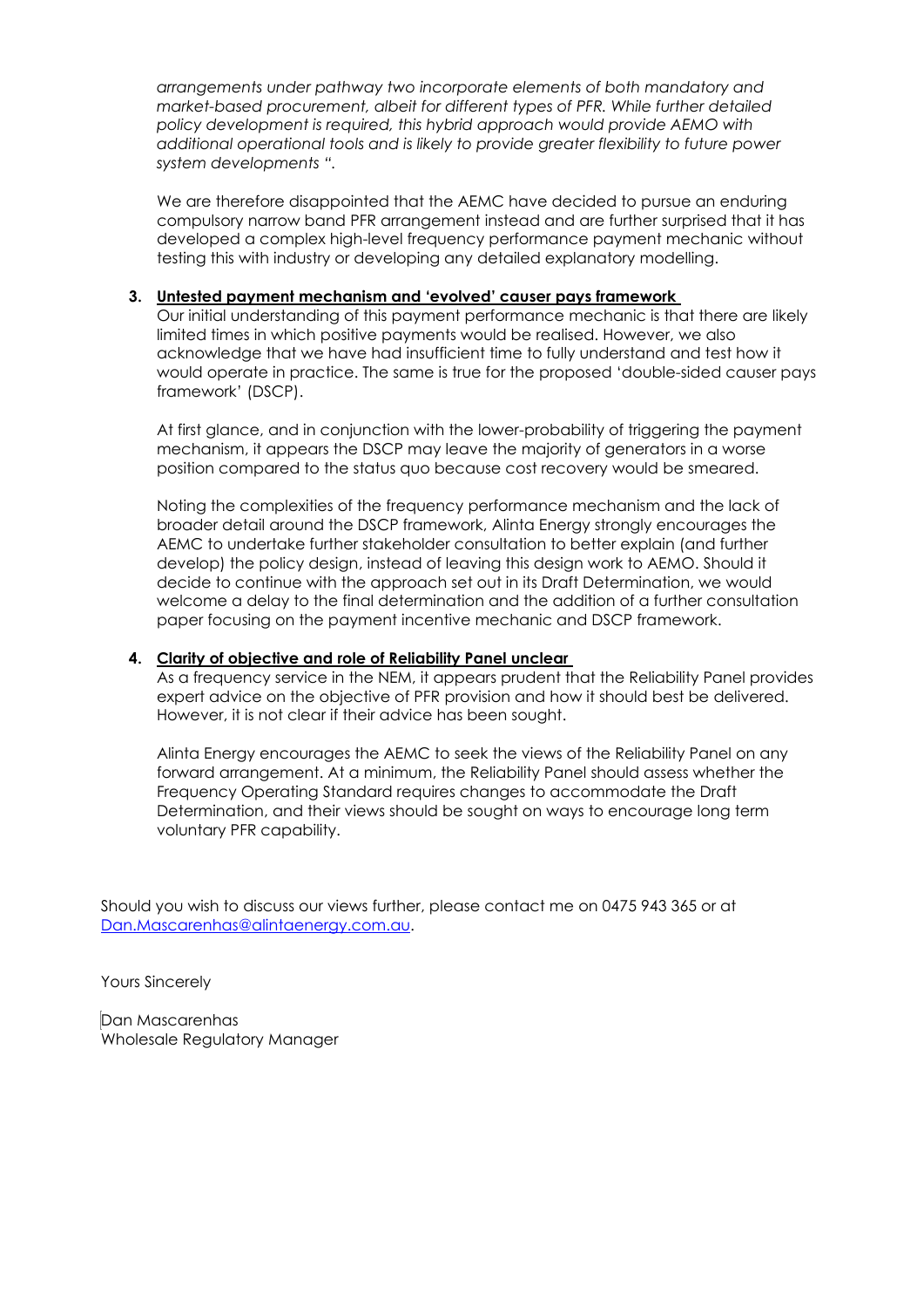*arrangements under pathway two incorporate elements of both mandatory and market-based procurement, albeit for different types of PFR. While further detailed policy development is required, this hybrid approach would provide AEMO with additional operational tools and is likely to provide greater flexibility to future power system developments ".*

We are therefore disappointed that the AEMC have decided to pursue an enduring compulsory narrow band PFR arrangement instead and are further surprised that it has developed a complex high-level frequency performance payment mechanic without testing this with industry or developing any detailed explanatory modelling.

3. **Untested payment mechanism and 'evolved' causer pays framework**

   Our initial understanding of this payment performance mechanic is that there are likely limited times in which positive payments would be realised. However, we also acknowledge that we have had insufficient time to fully understand and test how it would operate in practice. The same is true for the proposed 'double-sided causer pays framework' (DSCP).

   At first glance, and in conjunction with the lower-probability of triggering the payment mechanism, it appears the DSCP may leave the majority of generators in a worse position compared to the status quo because cost recovery would be smeared.

   Noting the complexities of the frequency performance mechanism and the lack of broader detail around the DSCP framework, Alinta Energy strongly encourages the AEMC to undertake further stakeholder consultation to better explain (and further develop) the policy design, instead of leaving this design work to AEMO. Should it decide to continue with the approach set out in its Draft Determination, we would welcome a delay to the final determination and the addition of a further consultation paper focusing on the payment incentive mechanic and DSCP framework.

4. **Clarity of objective and role of Reliability Panel unclear**

   As a frequency service in the NEM, it appears prudent that the Reliability Panel provides expert advice on the objective of PFR provision and how it should best be delivered. However, it is not clear if their advice has been sought.

   Alinta Energy encourages the AEMC to seek the views of the Reliability Panel on any forward arrangement. At a minimum, the Reliability Panel should assess whether the Frequency Operating Standard requires changes to accommodate the Draft Determination, and their views should be sought on ways to encourage long term voluntary PFR capability.

Should you wish to discuss our views further, please contact me on 0475 943 365 or at Dan.Mascarenhas@alintaenergy.com.au.

Yours Sincerely

Dan Mascarenhas
Wholesale Regulatory Manager